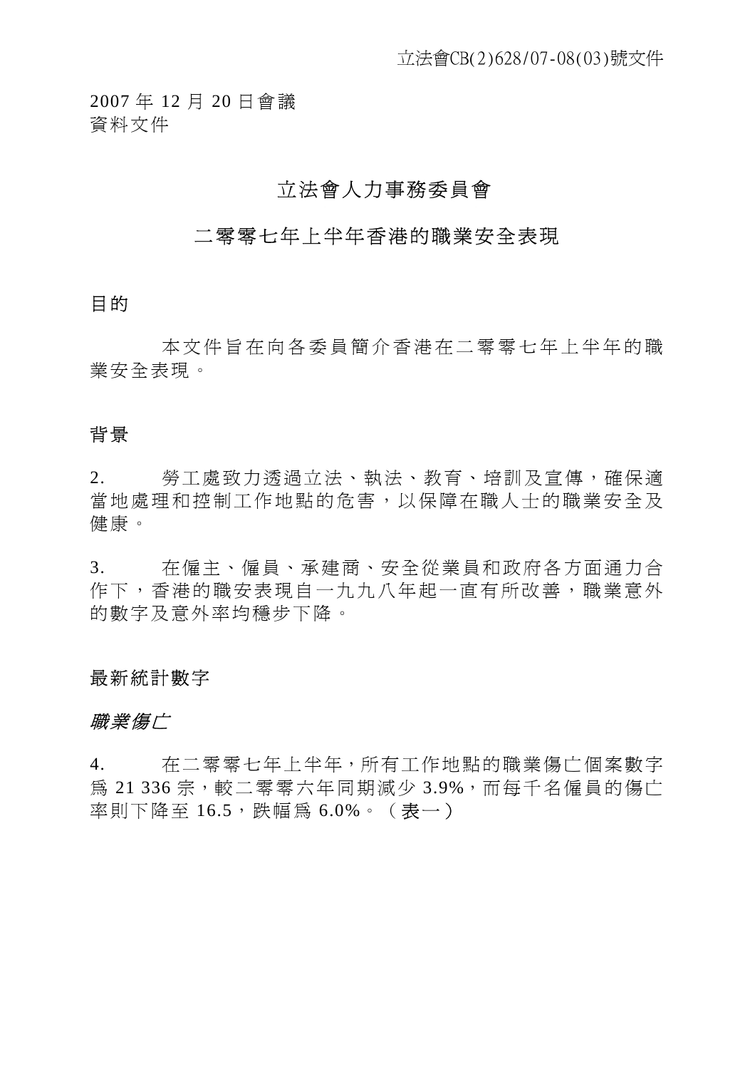立法會CB(2)628/07-08(03)號文件

2007 年 12 月 20 日會議
資料文件

# 立法會人力事務委員會

## 二零零七年上半年香港的職業安全表現

### 目的

本文件旨在向各委員簡介香港在二零零七年上半年的職業安全表現。

### 背景

2. 勞工處致力透過立法、執法、教育、培訓及宣傳，確保適當地處理和控制工作地點的危害，以保障在職人士的職業安全及健康。

3. 在僱主、僱員、承建商、安全從業員和政府各方面通力合作下，香港的職安表現自一九九八年起一直有所改善，職業意外的數字及意外率均穩步下降。

### 最新統計數字

#### *職業傷亡*

4. 在二零零七年上半年，所有工作地點的職業傷亡個案數字爲 21 336 宗，較二零零六年同期減少 3.9%，而每千名僱員的傷亡率則下降至 16.5，跌幅爲 6.0%。（表一）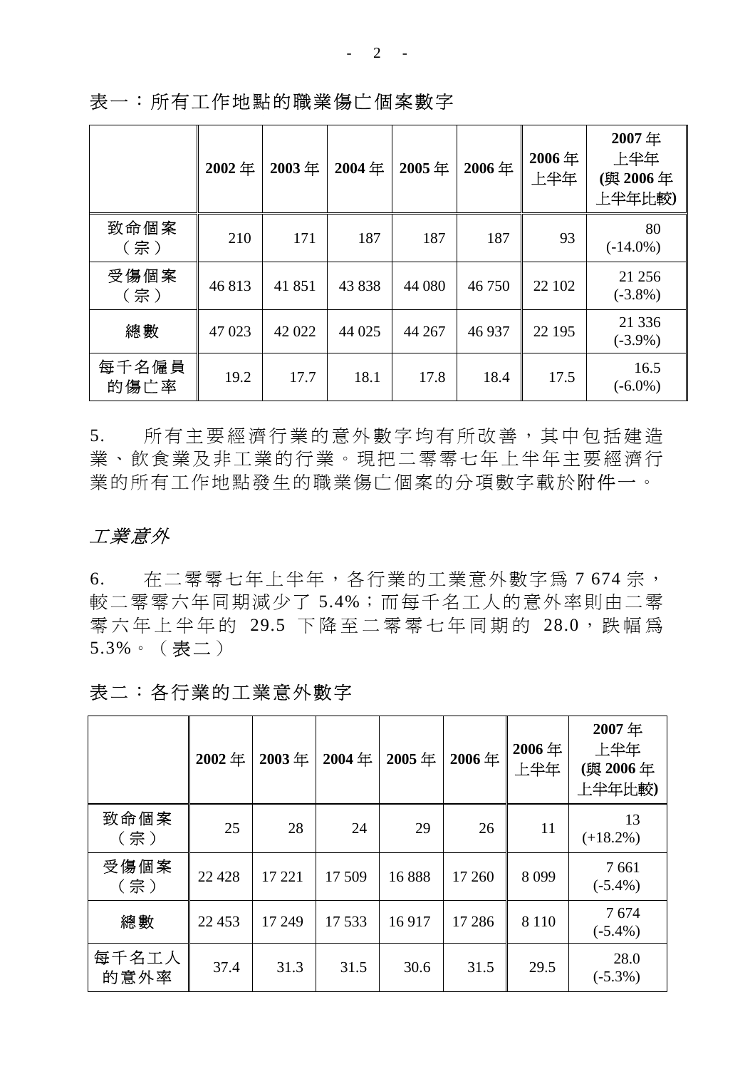表一：所有工作地點的職業傷亡個案數字

| | **2002 年** | **2003 年** | **2004 年** | **2005 年** | **2006 年** | **2006 年上半年** | **2007 年上半年 (與 2006 年上半年比較)** |
|---|---|---|---|---|---|---|---|
| 致命個案（宗） | 210 | 171 | 187 | 187 | 187 | 93 | 80 (-14.0%) |
| 受傷個案（宗） | 46 813 | 41 851 | 43 838 | 44 080 | 46 750 | 22 102 | 21 256 (-3.8%) |
| 總數 | 47 023 | 42 022 | 44 025 | 44 267 | 46 937 | 22 195 | 21 336 (-3.9%) |
| 每千名僱員的傷亡率 | 19.2 | 17.7 | 18.1 | 17.8 | 18.4 | 17.5 | 16.5 (-6.0%) |

5. 所有主要經濟行業的意外數字均有所改善，其中包括建造業、飲食業及非工業的行業。現把二零零七年上半年主要經濟行業的所有工作地點發生的職業傷亡個案的分項數字載於附件一。

## *工業意外*

6. 在二零零七年上半年，各行業的工業意外數字為 7 674 宗，較二零零六年同期減少了 5.4%；而每千名工人的意外率則由二零零六年上半年的 29.5 下降至二零零七年同期的 28.0，跌幅為 5.3%。（表二）

表二：各行業的工業意外數字

| | **2002 年** | **2003 年** | **2004 年** | **2005 年** | **2006 年** | **2006 年上半年** | **2007 年上半年 (與 2006 年上半年比較)** |
|---|---|---|---|---|---|---|---|
| 致命個案（宗） | 25 | 28 | 24 | 29 | 26 | 11 | 13 (+18.2%) |
| 受傷個案（宗） | 22 428 | 17 221 | 17 509 | 16 888 | 17 260 | 8 099 | 7 661 (-5.4%) |
| 總數 | 22 453 | 17 249 | 17 533 | 16 917 | 17 286 | 8 110 | 7 674 (-5.4%) |
| 每千名工人的意外率 | 37.4 | 31.3 | 31.5 | 30.6 | 31.5 | 29.5 | 28.0 (-5.3%) |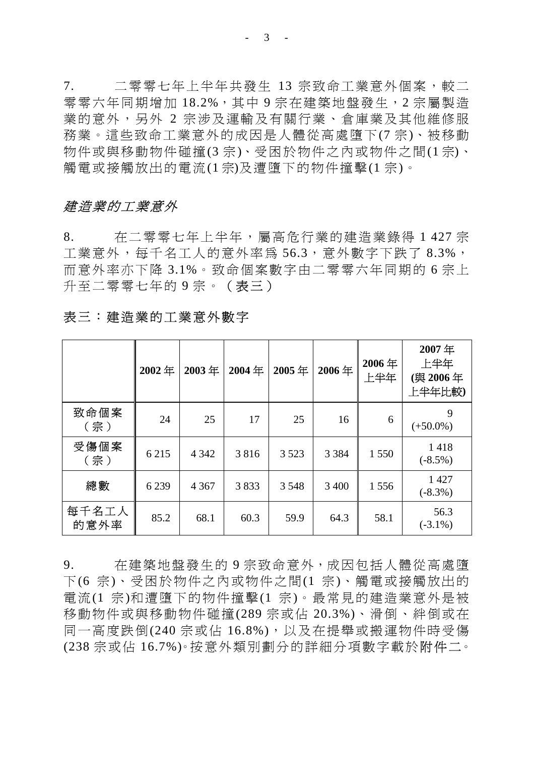7. 二零零七年上半年共發生 13 宗致命工業意外個案，較二零零六年同期增加 18.2%，其中 9 宗在建築地盤發生，2 宗屬製造業的意外，另外 2 宗涉及運輸及有關行業、倉庫業及其他維修服務業。這些致命工業意外的成因是人體從高處墮下(7 宗)、被移動物件或與移動物件碰撞(3 宗)、受困於物件之內或物件之間(1 宗)、觸電或接觸放出的電流(1 宗)及遭墮下的物件撞擊(1 宗)。

*建造業的工業意外*

8. 在二零零七年上半年，屬高危行業的建造業錄得 1 427 宗工業意外，每千名工人的意外率爲 56.3，意外數字下跌了 8.3%，而意外率亦下降 3.1%。致命個案數字由二零零六年同期的 6 宗上升至二零零七年的 9 宗。（表三）

表三：建造業的工業意外數字

| | **2002 年** | **2003 年** | **2004 年** | **2005 年** | **2006 年** | **2006 年上半年** | **2007 年上半年 (與 2006 年上半年比較)** |
|---|---|---|---|---|---|---|---|
| 致命個案（宗） | 24 | 25 | 17 | 25 | 16 | 6 | 9 (+50.0%) |
| 受傷個案（宗） | 6 215 | 4 342 | 3 816 | 3 523 | 3 384 | 1 550 | 1 418 (-8.5%) |
| 總數 | 6 239 | 4 367 | 3 833 | 3 548 | 3 400 | 1 556 | 1 427 (-8.3%) |
| 每千名工人的意外率 | 85.2 | 68.1 | 60.3 | 59.9 | 64.3 | 58.1 | 56.3 (-3.1%) |

9. 在建築地盤發生的 9 宗致命意外，成因包括人體從高處墮下(6 宗)、受困於物件之內或物件之間(1 宗)、觸電或接觸放出的電流(1 宗)和遭墮下的物件撞擊(1 宗)。最常見的建造業意外是被移動物件或與移動物件碰撞(289 宗或佔 20.3%)、滑倒、絆倒或在同一高度跌倒(240 宗或佔 16.8%)，以及在提舉或搬運物件時受傷(238 宗或佔 16.7%)。按意外類別劃分的詳細分項數字載於附件二。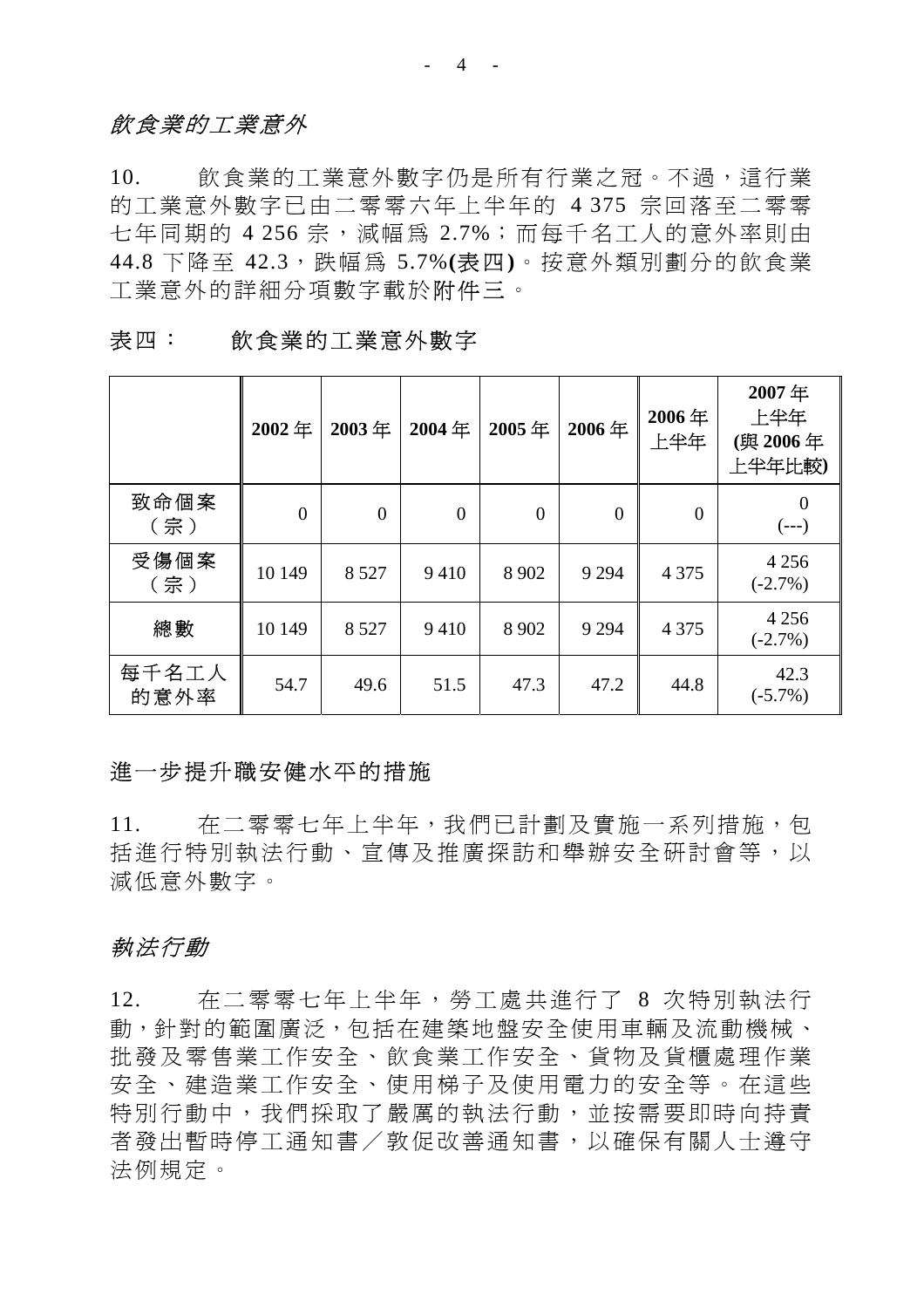*飲食業的工業意外*

10. 飲食業的工業意外數字仍是所有行業之冠。不過，這行業的工業意外數字已由二零零六年上半年的 4 375 宗回落至二零零七年同期的 4 256 宗，減幅為 2.7%；而每千名工人的意外率則由 44.8 下降至 42.3，跌幅為 5.7%**(表四)**。按意外類別劃分的飲食業工業意外的詳細分項數字載於附件三。

表四： 飲食業的工業意外數字

| | **2002 年** | **2003 年** | **2004 年** | **2005 年** | **2006 年** | **2006 年上半年** | **2007 年上半年 (與 2006 年上半年比較)** |
|---|---|---|---|---|---|---|---|
| 致命個案（宗） | 0 | 0 | 0 | 0 | 0 | 0 | 0 (---) |
| 受傷個案（宗） | 10 149 | 8 527 | 9 410 | 8 902 | 9 294 | 4 375 | 4 256 (-2.7%) |
| 總數 | 10 149 | 8 527 | 9 410 | 8 902 | 9 294 | 4 375 | 4 256 (-2.7%) |
| 每千名工人的意外率 | 54.7 | 49.6 | 51.5 | 47.3 | 47.2 | 44.8 | 42.3 (-5.7%) |

進一步提升職安健水平的措施

11. 在二零零七年上半年，我們已計劃及實施一系列措施，包括進行特別執法行動、宣傳及推廣探訪和舉辦安全研討會等，以減低意外數字。

*執法行動*

12. 在二零零七年上半年，勞工處共進行了 8 次特別執法行動，針對的範圍廣泛，包括在建築地盤安全使用車輛及流動機械、批發及零售業工作安全、飲食業工作安全、貨物及貨櫃處理作業安全、建造業工作安全、使用梯子及使用電力的安全等。在這些特別行動中，我們採取了嚴厲的執法行動，並按需要即時向持責者發出暫時停工通知書／敦促改善通知書，以確保有關人士遵守法例規定。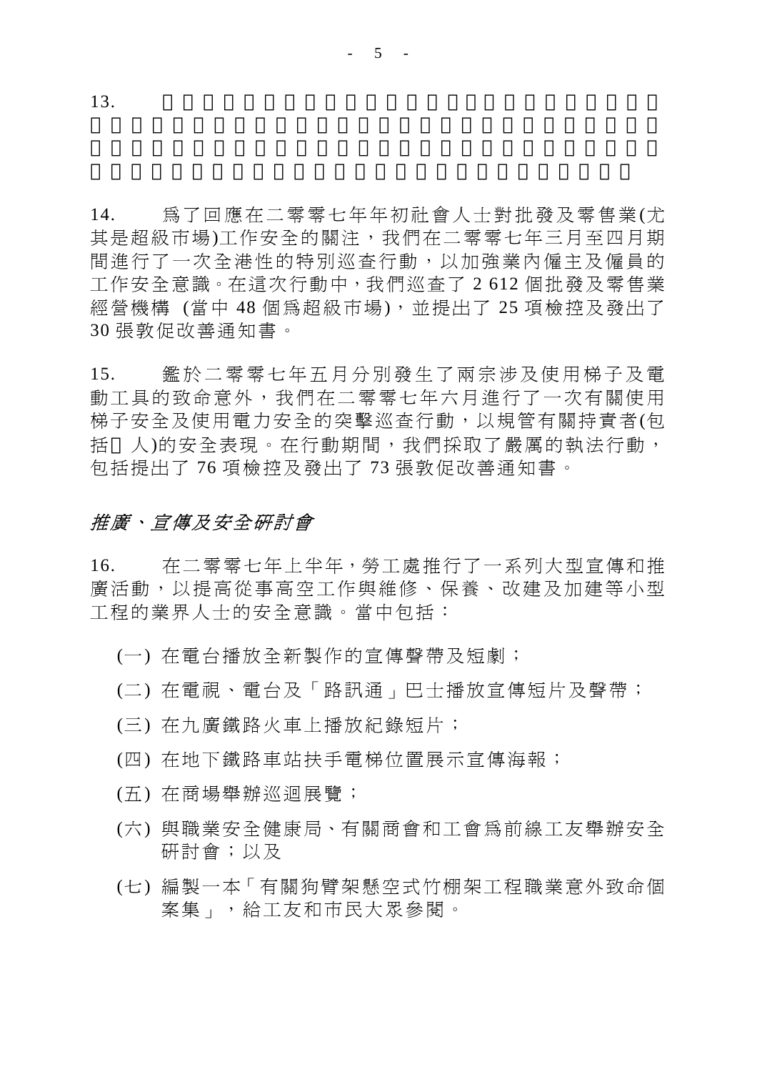13.

14. 為了回應在二零零七年年初社會人士對批發及零售業(尤其是超級市場)工作安全的關注，我們在二零零七年三月至四月期間進行了一次全港性的特別巡查行動，以加強業內僱主及僱員的工作安全意識。在這次行動中，我們巡查了 2 612 個批發及零售業經營機構 (當中 48 個為超級市場)，並提出了 25 項檢控及發出了 30 張敦促改善通知書。

15. 鑑於二零零七年五月分別發生了兩宗涉及使用梯子及電動工具的致命意外，我們在二零零七年六月進行了一次有關使用梯子安全及使用電力安全的突擊巡查行動，以規管有關持責者(包括□人)的安全表現。在行動期間，我們採取了嚴厲的執法行動，包括提出了 76 項檢控及發出了 73 張敦促改善通知書。

## *推廣、宣傳及安全研討會*

16. 在二零零七年上半年，勞工處推行了一系列大型宣傳和推廣活動，以提高從事高空工作與維修、保養、改建及加建等小型工程的業界人士的安全意識。當中包括：

(一) 在電台播放全新製作的宣傳聲帶及短劇；

(二) 在電視、電台及「路訊通」巴士播放宣傳短片及聲帶；

(三) 在九廣鐵路火車上播放紀錄短片；

(四) 在地下鐵路車站扶手電梯位置展示宣傳海報；

(五) 在商場舉辦巡迴展覽；

(六) 與職業安全健康局、有關商會和工會為前線工友舉辦安全研討會；以及

(七) 編製一本「有關狗臂架懸空式竹棚架工程職業意外致命個案集」，給工友和市民大眾參閱。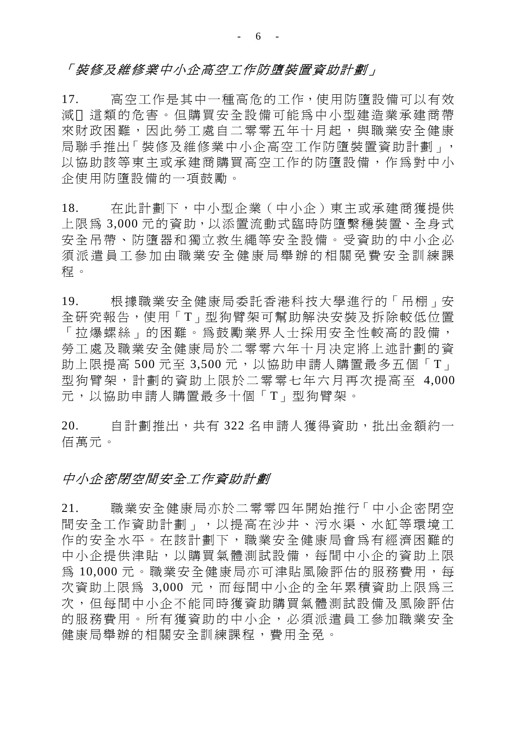*「裝修及維修業中小企高空工作防墮裝置資助計劃」*

17. 高空工作是其中一種高危的工作，使用防墮設備可以有效減□這類的危害。但購買安全設備可能爲中小型建造業承建商帶來財政困難，因此勞工處自二零零五年十月起，與職業安全健康局聯手推出「裝修及維修業中小企高空工作防墮裝置資助計劃」，以協助該等東主或承建商購買高空工作的防墮設備，作爲對中小企使用防墮設備的一項鼓勵。

18. 在此計劃下，中小型企業（中小企）東主或承建商獲提供上限爲 3,000 元的資助，以添置流動式臨時防墮繫穩裝置、全身式安全吊帶、防墮器和獨立救生繩等安全設備。受資助的中小企必須派遣員工參加由職業安全健康局舉辦的相關免費安全訓練課程。

19. 根據職業安全健康局委託香港科技大學進行的「吊棚」安全研究報告，使用「T」型狗臂架可幫助解決安裝及拆除較低位置「拉爆螺絲」的困難。爲鼓勵業界人士採用安全性較高的設備，勞工處及職業安全健康局於二零零六年十月決定將上述計劃的資助上限提高 500 元至 3,500 元，以協助申請人購置最多五個「T」型狗臂架，計劃的資助上限於二零零七年六月再次提高至 4,000 元，以協助申請人購置最多十個「T」型狗臂架。

20. 自計劃推出，共有 322 名申請人獲得資助，批出金額約一佰萬元。

*中小企密閉空間安全工作資助計劃*

21. 職業安全健康局亦於二零零四年開始推行「中小企密閉空間安全工作資助計劃」，以提高在沙井、污水渠、水缸等環境工作的安全水平。在該計劃下，職業安全健康局會爲有經濟困難的中小企提供津貼，以購買氣體測試設備，每間中小企的資助上限爲 10,000 元。職業安全健康局亦可津貼風險評估的服務費用，每次資助上限爲 3,000 元，而每間中小企的全年累積資助上限爲三次，但每間中小企不能同時獲資助購買氣體測試設備及風險評估的服務費用。所有獲資助的中小企，必須派遣員工參加職業安全健康局舉辦的相關安全訓練課程，費用全免。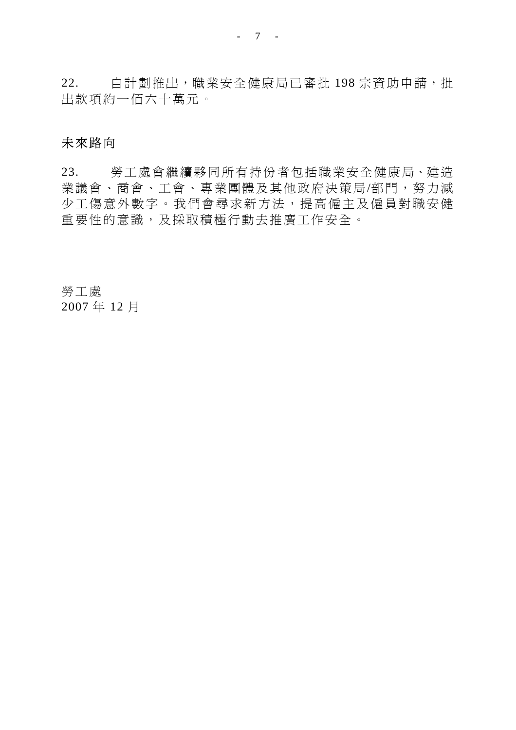22. 自計劃推出，職業安全健康局已審批 198 宗資助申請，批出款項約一佰六十萬元。

## 未來路向

23. 勞工處會繼續夥同所有持份者包括職業安全健康局、建造業議會、商會、工會、專業團體及其他政府決策局/部門，努力減少工傷意外數字。我們會尋求新方法，提高僱主及僱員對職安健重要性的意識，及採取積極行動去推廣工作安全。

勞工處
2007 年 12 月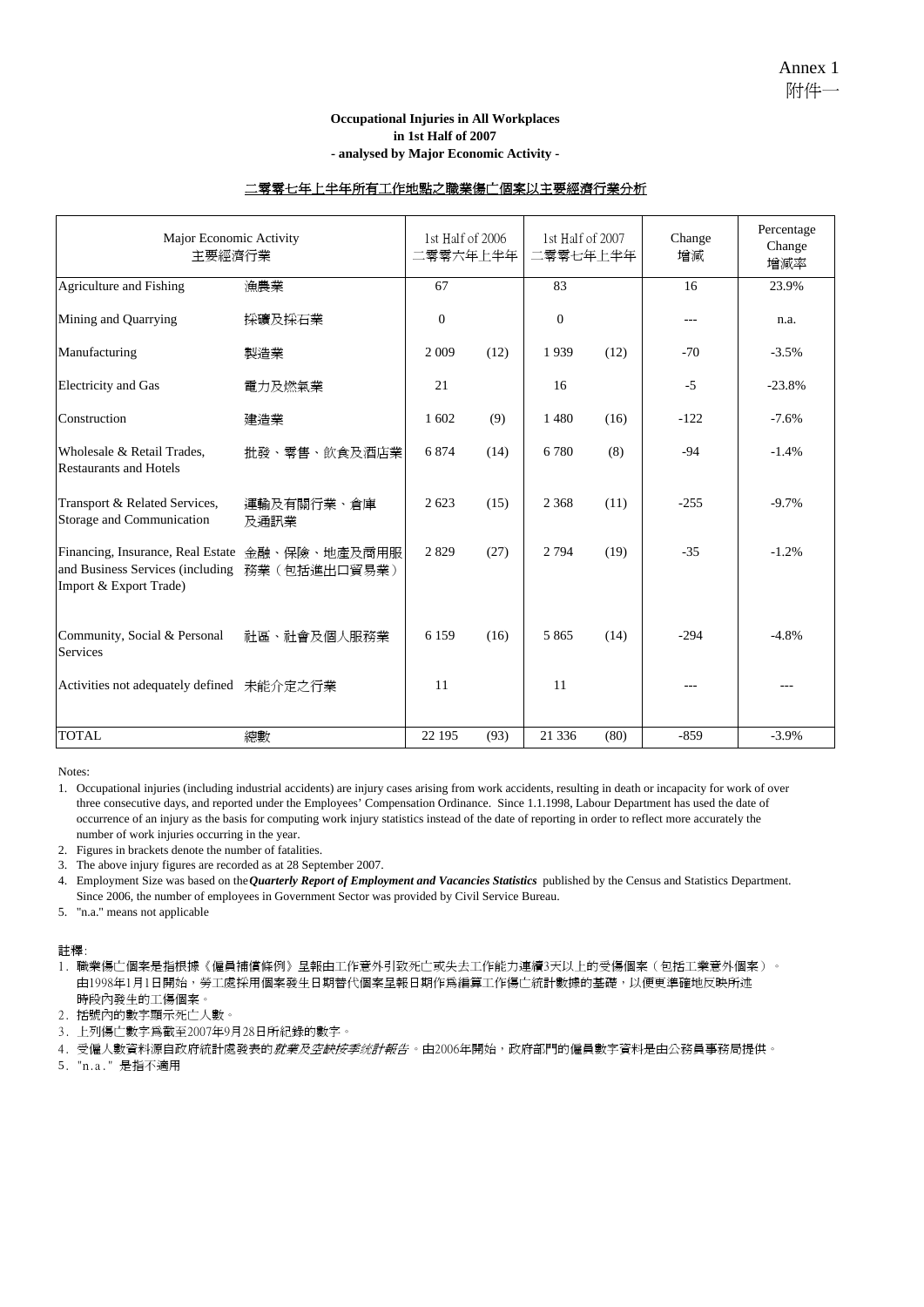Annex 1
附件一

**Occupational Injuries in All Workplaces**
**in 1st Half of 2007**
**- analysed by Major Economic Activity -**

二零零七年上半年所有工作地點之職業傷亡個案以主要經濟行業分析

| Major Economic Activity | 主要經濟行業 | 1st Half of 2006 二零零六年上半年 | | 1st Half of 2007 二零零七年上半年 | | Change 增減 | Percentage Change 增減率 |
|---|---|---|---|---|---|---|---|
| Agriculture and Fishing | 漁農業 | 67 | | 83 | | 16 | 23.9% |
| Mining and Quarrying | 採礦及採石業 | 0 | | 0 | | --- | n.a. |
| Manufacturing | 製造業 | 2 009 | (12) | 1 939 | (12) | -70 | -3.5% |
| Electricity and Gas | 電力及燃氣業 | 21 | | 16 | | -5 | -23.8% |
| Construction | 建造業 | 1 602 | (9) | 1 480 | (16) | -122 | -7.6% |
| Wholesale & Retail Trades, Restaurants and Hotels | 批發、零售、飲食及酒店業 | 6 874 | (14) | 6 780 | (8) | -94 | -1.4% |
| Transport & Related Services, Storage and Communication | 運輸及有關行業、倉庫及通訊業 | 2 623 | (15) | 2 368 | (11) | -255 | -9.7% |
| Financing, Insurance, Real Estate and Business Services (including Import & Export Trade) | 金融、保險、地產及商用服務業（包括進出口貿易業） | 2 829 | (27) | 2 794 | (19) | -35 | -1.2% |
| Community, Social & Personal Services | 社區、社會及個人服務業 | 6 159 | (16) | 5 865 | (14) | -294 | -4.8% |
| Activities not adequately defined | 未能介定之行業 | 11 | | 11 | | --- | --- |
| TOTAL | 總數 | 22 195 | (93) | 21 336 | (80) | -859 | -3.9% |

Notes:

1. Occupational injuries (including industrial accidents) are injury cases arising from work accidents, resulting in death or incapacity for work of over three consecutive days, and reported under the Employees' Compensation Ordinance. Since 1.1.1998, Labour Department has used the date of occurrence of an injury as the basis for computing work injury statistics instead of the date of reporting in order to reflect more accurately the number of work injuries occurring in the year.
2. Figures in brackets denote the number of fatalities.
3. The above injury figures are recorded as at 28 September 2007.
4. Employment Size was based on the ***Quarterly Report of Employment and Vacancies Statistics*** published by the Census and Statistics Department. Since 2006, the number of employees in Government Sector was provided by Civil Service Bureau.
5. "n.a." means not applicable

註釋:

1. 職業傷亡個案是指根據《僱員補償條例》呈報由工作意外引致死亡或失去工作能力連續3天以上的受傷個案（包括工業意外個案）。由1998年1月1日開始，勞工處採用個案發生日期替代個案呈報日期作爲編算工作傷亡統計數據的基礎，以便更準確地反映所述時段內發生的工傷個案。
2. 括號內的數字顯示死亡人數。
3. 上列傷亡數字爲截至2007年9月28日所紀錄的數字。
4. 受僱人數資料源自政府統計處發表的*就業及空缺按季統計報告*。由2006年開始，政府部門的僱員數字資料是由公務員事務局提供。
5. "n.a." 是指不適用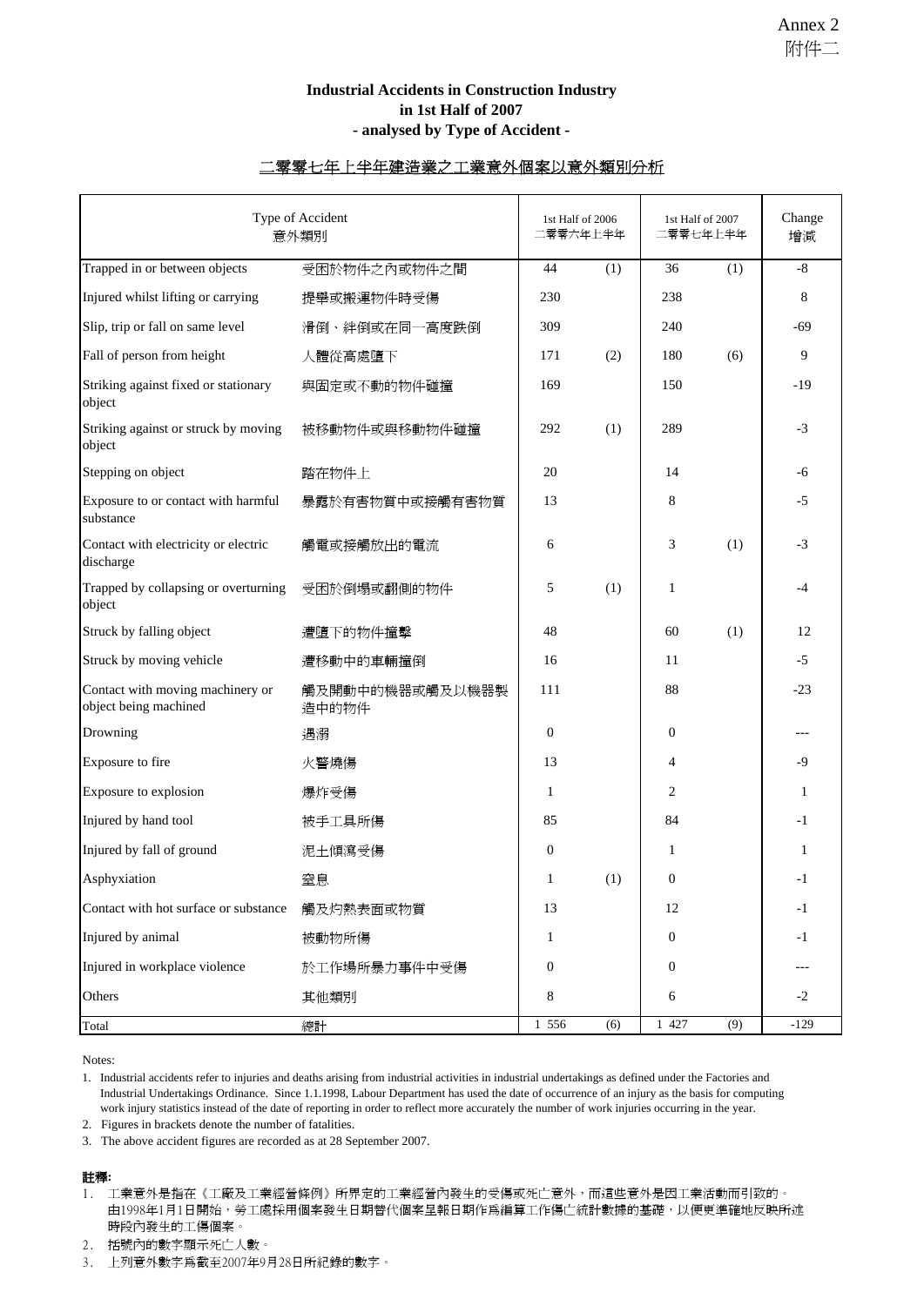Annex 2
附件二

### Industrial Accidents in Construction Industry in 1st Half of 2007 - analysed by Type of Accident -

### 二零零七年上半年建造業之工業意外個案以意外類別分析

| Type of Accident | 意外類別 | 1st Half of 2006 二零零六年上半年 | | 1st Half of 2007 二零零七年上半年 | | Change 增減 |
|---|---|---|---|---|---|---|
| Trapped in or between objects | 受困於物件之內或物件之間 | 44 | (1) | 36 | (1) | -8 |
| Injured whilst lifting or carrying | 提舉或搬運物件時受傷 | 230 | | 238 | | 8 |
| Slip, trip or fall on same level | 滑倒、絆倒或在同一高度跌倒 | 309 | | 240 | | -69 |
| Fall of person from height | 人體從高處墮下 | 171 | (2) | 180 | (6) | 9 |
| Striking against fixed or stationary object | 與固定或不動的物件碰撞 | 169 | | 150 | | -19 |
| Striking against or struck by moving object | 被移動物件或與移動物件碰撞 | 292 | (1) | 289 | | -3 |
| Stepping on object | 踏在物件上 | 20 | | 14 | | -6 |
| Exposure to or contact with harmful substance | 暴露於有害物質中或接觸有害物質 | 13 | | 8 | | -5 |
| Contact with electricity or electric discharge | 觸電或接觸放出的電流 | 6 | | 3 | (1) | -3 |
| Trapped by collapsing or overturning object | 受困於倒塌或翻側的物件 | 5 | (1) | 1 | | -4 |
| Struck by falling object | 遭墮下的物件撞擊 | 48 | | 60 | (1) | 12 |
| Struck by moving vehicle | 遭移動中的車輛撞倒 | 16 | | 11 | | -5 |
| Contact with moving machinery or object being machined | 觸及開動中的機器或觸及以機器製造中的物件 | 111 | | 88 | | -23 |
| Drowning | 遇溺 | 0 | | 0 | | --- |
| Exposure to fire | 火警燒傷 | 13 | | 4 | | -9 |
| Exposure to explosion | 爆炸受傷 | 1 | | 2 | | 1 |
| Injured by hand tool | 被手工具所傷 | 85 | | 84 | | -1 |
| Injured by fall of ground | 泥土傾瀉受傷 | 0 | | 1 | | 1 |
| Asphyxiation | 窒息 | 1 | (1) | 0 | | -1 |
| Contact with hot surface or substance | 觸及灼熱表面或物質 | 13 | | 12 | | -1 |
| Injured by animal | 被動物所傷 | 1 | | 0 | | -1 |
| Injured in workplace violence | 於工作場所暴力事件中受傷 | 0 | | 0 | | --- |
| Others | 其他類別 | 8 | | 6 | | -2 |
| Total | 總計 | 1 556 | (6) | 1 427 | (9) | -129 |

Notes:

1. Industrial accidents refer to injuries and deaths arising from industrial activities in industrial undertakings as defined under the Factories and Industrial Undertakings Ordinance. Since 1.1.1998, Labour Department has used the date of occurrence of an injury as the basis for computing work injury statistics instead of the date of reporting in order to reflect more accurately the number of work injuries occurring in the year.
2. Figures in brackets denote the number of fatalities.
3. The above accident figures are recorded as at 28 September 2007.

**註釋:**

1. 工業意外是指在《工廠及工業經營條例》所界定的工業經營內發生的受傷或死亡意外，而這些意外是因工業活動而引致的。由1998年1月1日開始，勞工處採用個案發生日期替代個案呈報日期作爲編算工作傷亡統計數據的基礎，以便更準確地反映所述時段內發生的工傷個案。
2. 括號內的數字顯示死亡人數。
3. 上列意外數字爲截至2007年9月28日所紀錄的數字。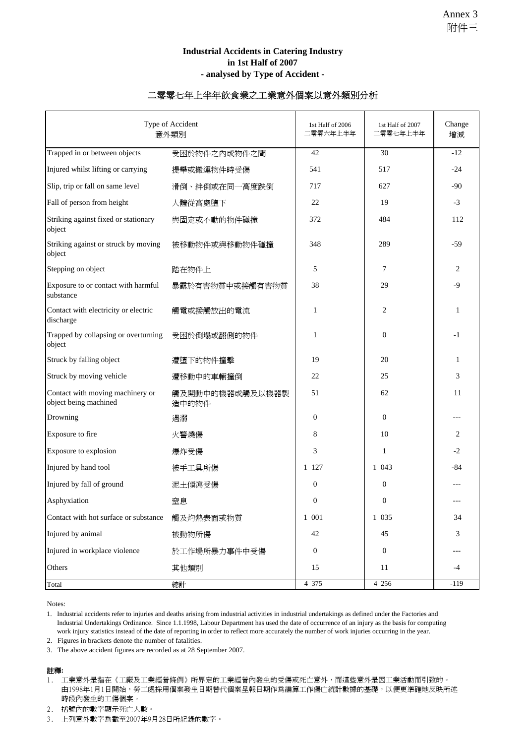Annex 3
附件三

### Industrial Accidents in Catering Industry in 1st Half of 2007 - analysed by Type of Accident -

### 二零零七年上半年飲食業之工業意外個案以意外類別分析

| Type of Accident 意外類別 | | 1st Half of 2006 二零零六年上半年 | 1st Half of 2007 二零零七年上半年 | Change 增減 |
|---|---|---|---|---|
| Trapped in or between objects | 受困於物件之內或物件之間 | 42 | 30 | -12 |
| Injured whilst lifting or carrying | 提舉或搬運物件時受傷 | 541 | 517 | -24 |
| Slip, trip or fall on same level | 滑倒、絆倒或在同一高度跌倒 | 717 | 627 | -90 |
| Fall of person from height | 人體從高處墮下 | 22 | 19 | -3 |
| Striking against fixed or stationary object | 與固定或不動的物件碰撞 | 372 | 484 | 112 |
| Striking against or struck by moving object | 被移動物件或與移動物件碰撞 | 348 | 289 | -59 |
| Stepping on object | 踏在物件上 | 5 | 7 | 2 |
| Exposure to or contact with harmful substance | 暴露於有害物質中或接觸有害物質 | 38 | 29 | -9 |
| Contact with electricity or electric discharge | 觸電或接觸放出的電流 | 1 | 2 | 1 |
| Trapped by collapsing or overturning object | 受困於倒塌或翻側的物件 | 1 | 0 | -1 |
| Struck by falling object | 遭墮下的物件撞擊 | 19 | 20 | 1 |
| Struck by moving vehicle | 遭移動中的車輛撞倒 | 22 | 25 | 3 |
| Contact with moving machinery or object being machined | 觸及開動中的機器或觸及以機器製造中的物件 | 51 | 62 | 11 |
| Drowning | 遇溺 | 0 | 0 | --- |
| Exposure to fire | 火警燒傷 | 8 | 10 | 2 |
| Exposure to explosion | 爆炸受傷 | 3 | 1 | -2 |
| Injured by hand tool | 被手工具所傷 | 1 127 | 1 043 | -84 |
| Injured by fall of ground | 泥土傾瀉受傷 | 0 | 0 | --- |
| Asphyxiation | 窒息 | 0 | 0 | --- |
| Contact with hot surface or substance | 觸及灼熱表面或物質 | 1 001 | 1 035 | 34 |
| Injured by animal | 被動物所傷 | 42 | 45 | 3 |
| Injured in workplace violence | 於工作場所暴力事件中受傷 | 0 | 0 | --- |
| Others | 其他類別 | 15 | 11 | -4 |
| Total | 總計 | 4 375 | 4 256 | -119 |

Notes:

1. Industrial accidents refer to injuries and deaths arising from industrial activities in industrial undertakings as defined under the Factories and Industrial Undertakings Ordinance. Since 1.1.1998, Labour Department has used the date of occurrence of an injury as the basis for computing work injury statistics instead of the date of reporting in order to reflect more accurately the number of work injuries occurring in the year.
2. Figures in brackets denote the number of fatalities.
3. The above accident figures are recorded as at 28 September 2007.

**註釋:**

1. 工業意外是指在《工廠及工業經營條例》所界定的工業經營內發生的受傷或死亡意外，而這些意外是因工業活動而引致的。由1998年1月1日開始，勞工處採用個案發生日期替代個案呈報日期作爲編算工作傷亡統計數據的基礎，以便更準確地反映所述時段內發生的工傷個案。
2. 括號內的數字顯示死亡人數。
3. 上列意外數字爲截至2007年9月28日所紀錄的數字。